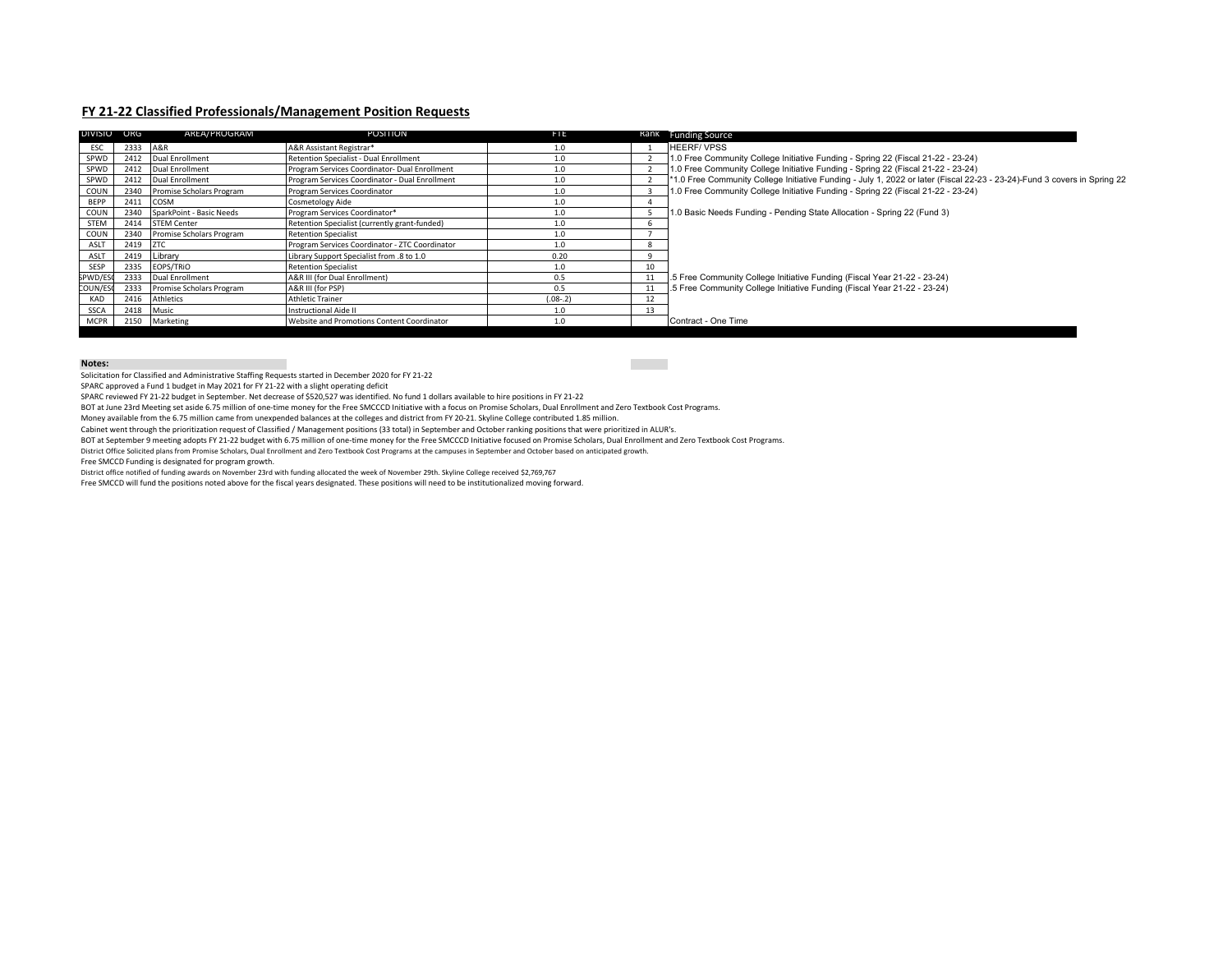## FY 21-22 Classified Professionals/Management Position Requests

| DIVISIO | ORG | AREA/PROGRAM | POSITION | FTE | Rank | Funding Source |
|---|---|---|---|---|---|---|
| ESC | 2333 | A&R | A&R Assistant Registrar* | 1.0 | 1 | HEERF/ VPSS |
| SPWD | 2412 | Dual Enrollment | Retention Specialist - Dual Enrollment | 1.0 | 2 | 1.0 Free Community College Initiative Funding - Spring 22 (Fiscal 21-22 - 23-24) |
| SPWD | 2412 | Dual Enrollment | Program Services Coordinator- Dual Enrollment | 1.0 | 2 | 1.0 Free Community College Initiative Funding - Spring 22 (Fiscal 21-22 - 23-24) |
| SPWD | 2412 | Dual Enrollment | Program Services Coordinator - Dual Enrollment | 1.0 | 2 | *1.0 Free Community College Initiative Funding - July 1, 2022 or later (Fiscal 22-23 - 23-24)-Fund 3 covers in Spring 22 |
| COUN | 2340 | Promise Scholars Program | Program Services Coordinator | 1.0 | 3 | 1.0 Free Community College Initiative Funding - Spring 22 (Fiscal 21-22 - 23-24) |
| BEPP | 2411 | COSM | Cosmetology Aide | 1.0 | 4 | |
| COUN | 2340 | SparkPoint - Basic Needs | Program Services Coordinator* | 1.0 | 5 | 1.0 Basic Needs Funding - Pending State Allocation - Spring 22 (Fund 3) |
| STEM | 2414 | STEM Center | Retention Specialist (currently grant-funded) | 1.0 | 6 | |
| COUN | 2340 | Promise Scholars Program | Retention Specialist | 1.0 | 7 | |
| ASLT | 2419 | ZTC | Program Services Coordinator - ZTC Coordinator | 1.0 | 8 | |
| ASLT | 2419 | Library | Library Support Specialist from .8 to 1.0 | 0.20 | 9 | |
| SESP | 2335 | EOPS/TRiO | Retention Specialist | 1.0 | 10 | |
| SPWD/ESC | 2333 | Dual Enrollment | A&R III (for Dual Enrollment) | 0.5 | 11 | .5 Free Community College Initiative Funding (Fiscal Year 21-22 - 23-24) |
| COUN/ESC | 2333 | Promise Scholars Program | A&R III (for PSP) | 0.5 | 11 | .5 Free Community College Initiative Funding (Fiscal Year 21-22 - 23-24) |
| KAD | 2416 | Athletics | Athletic Trainer | (.08-.2) | 12 | |
| SSCA | 2418 | Music | Instructional Aide II | 1.0 | 13 | |
| MCPR | 2150 | Marketing | Website and Promotions Content Coordinator | 1.0 | | Contract - One Time |

**Notes:**

Solicitation for Classified and Administrative Staffing Requests started in December 2020 for FY 21-22

SPARC approved a Fund 1 budget in May 2021 for FY 21-22 with a slight operating deficit

SPARC reviewed FY 21-22 budget in September. Net decrease of $520,527 was identified. No fund 1 dollars available to hire positions in FY 21-22

BOT at June 23rd Meeting set aside 6.75 million of one-time money for the Free SMCCCD Initiative with a focus on Promise Scholars, Dual Enrollment and Zero Textbook Cost Programs.

Money available from the 6.75 million came from unexpended balances at the colleges and district from FY 20-21. Skyline College contributed 1.85 million.

Cabinet went through the prioritization request of Classified / Management positions (33 total) in September and October ranking positions that were prioritized in ALUR's.

BOT at September 9 meeting adopts FY 21-22 budget with 6.75 million of one-time money for the Free SMCCCD Initiative focused on Promise Scholars, Dual Enrollment and Zero Textbook Cost Programs.

District Office Solicited plans from Promise Scholars, Dual Enrollment and Zero Textbook Cost Programs at the campuses in September and October based on anticipated growth.

Free SMCCD Funding is designated for program growth.

District office notified of funding awards on November 23rd with funding allocated the week of November 29th. Skyline College received $2,769,767

Free SMCCD will fund the positions noted above for the fiscal years designated. These positions will need to be institutionalized moving forward.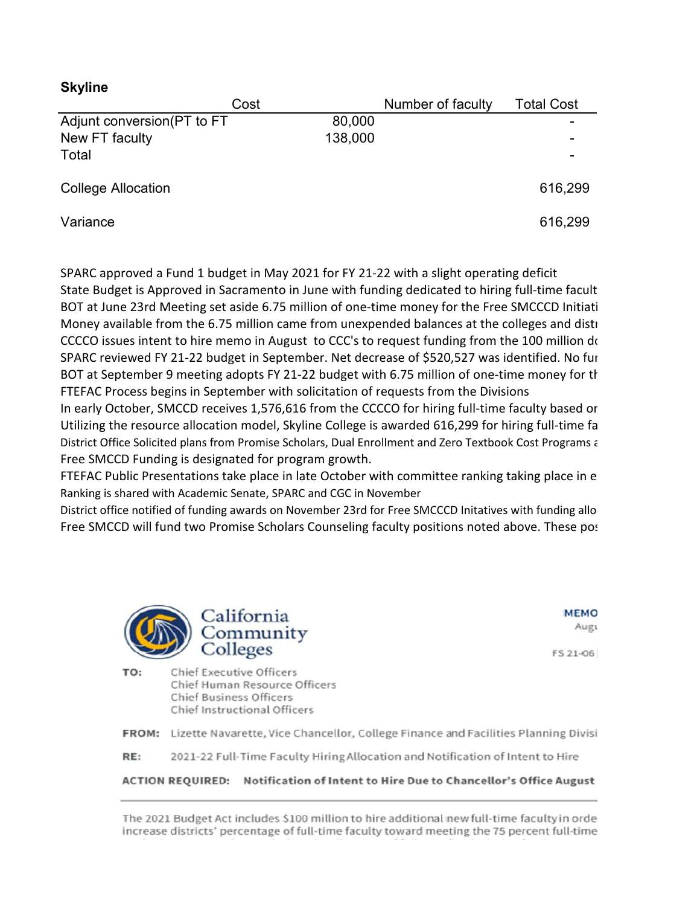**Skyline**

| | Cost | Number of faculty | Total Cost |
|---|---|---|---|
| Adjunt conversion(PT to FT | 80,000 | | - |
| New FT faculty | 138,000 | | - |
| Total | | | - |
| | | | |
| College Allocation | | | 616,299 |
| | | | |
| Variance | | | 616,299 |

SPARC approved a Fund 1 budget in May 2021 for FY 21-22 with a slight operating deficit
State Budget is Approved in Sacramento in June with funding dedicated to hiring full-time facult
BOT at June 23rd Meeting set aside 6.75 million of one-time money for the Free SMCCCD Initiati
Money available from the 6.75 million came from unexpended balances at the colleges and distr
CCCCO issues intent to hire memo in August to CCC's to request funding from the 100 million do
SPARC reviewed FY 21-22 budget in September. Net decrease of $520,527 was identified. No fur
BOT at September 9 meeting adopts FY 21-22 budget with 6.75 million of one-time money for th
FTEFAC Process begins in September with solicitation of requests from the Divisions
In early October, SMCCD receives 1,576,616 from the CCCCO for hiring full-time faculty based or
Utilizing the resource allocation model, Skyline College is awarded 616,299 for hiring full-time fa
District Office Solicited plans from Promise Scholars, Dual Enrollment and Zero Textbook Cost Programs a
Free SMCCD Funding is designated for program growth.
FTEFAC Public Presentations take place in late October with committee ranking taking place in e
Ranking is shared with Academic Senate, SPARC and CGC in November
District office notified of funding awards on November 23rd for Free SMCCCD Initatives with funding allo
Free SMCCD will fund two Promise Scholars Counseling faculty positions noted above. These pos

California Community Colleges

**MEMO**
Augu

FS 21-06

**TO:** Chief Executive Officers
Chief Human Resource Officers
Chief Business Officers
Chief Instructional Officers

**FROM:** Lizette Navarette, Vice Chancellor, College Finance and Facilities Planning Divisi

**RE:** 2021-22 Full-Time Faculty Hiring Allocation and Notification of Intent to Hire

**ACTION REQUIRED: Notification of Intent to Hire Due to Chancellor's Office August**

The 2021 Budget Act includes $100 million to hire additional new full-time faculty in orde
increase districts' percentage of full-time faculty toward meeting the 75 percent full-time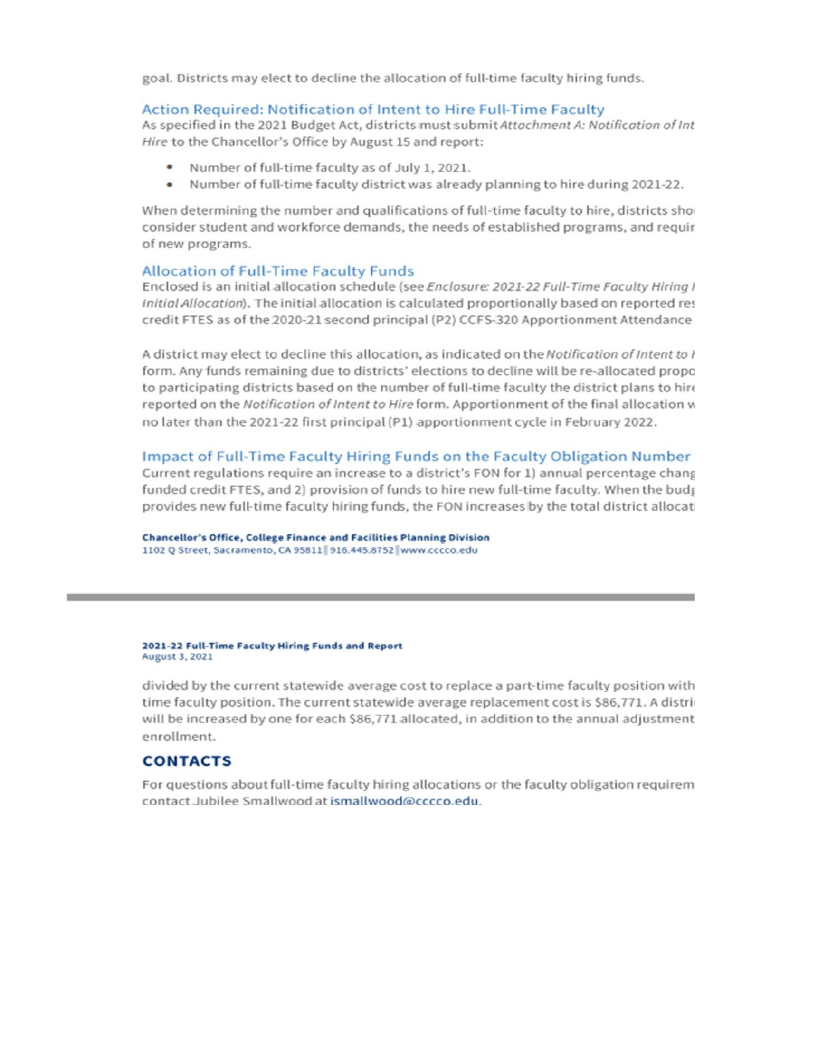goal. Districts may elect to decline the allocation of full-time faculty hiring funds.

### Action Required: Notification of Intent to Hire Full-Time Faculty

As specified in the 2021 Budget Act, districts must submit *Attachment A: Notification of Int Hire* to the Chancellor's Office by August 15 and report:

- Number of full-time faculty as of July 1, 2021.
- Number of full-time faculty district was already planning to hire during 2021-22.

When determining the number and qualifications of full-time faculty to hire, districts sho consider student and workforce demands, the needs of established programs, and requir of new programs.

### Allocation of Full-Time Faculty Funds

Enclosed is an initial allocation schedule (see *Enclosure: 2021-22 Full-Time Faculty Hiring I Initial Allocation*). The initial allocation is calculated proportionally based on reported res credit FTES as of the 2020-21 second principal (P2) CCFS-320 Apportionment Attendance

A district may elect to decline this allocation, as indicated on the *Notification of Intent to I* form. Any funds remaining due to districts' elections to decline will be re-allocated propo to participating districts based on the number of full-time faculty the district plans to hire reported on the *Notification of Intent to Hire* form. Apportionment of the final allocation w no later than the 2021-22 first principal (P1) apportionment cycle in February 2022.

### Impact of Full-Time Faculty Hiring Funds on the Faculty Obligation Number

Current regulations require an increase to a district's FON for 1) annual percentage chang funded credit FTES, and 2) provision of funds to hire new full-time faculty. When the budg provides new full-time faculty hiring funds, the FON increases by the total district allocati

divided by the current statewide average cost to replace a part-time faculty position with time faculty position. The current statewide average replacement cost is $86,771. A distri will be increased by one for each $86,771 allocated, in addition to the annual adjustment enrollment.

## CONTACTS

For questions about full-time faculty hiring allocations or the faculty obligation requirem contact Jubilee Smallwood at jsmallwood@cccco.edu.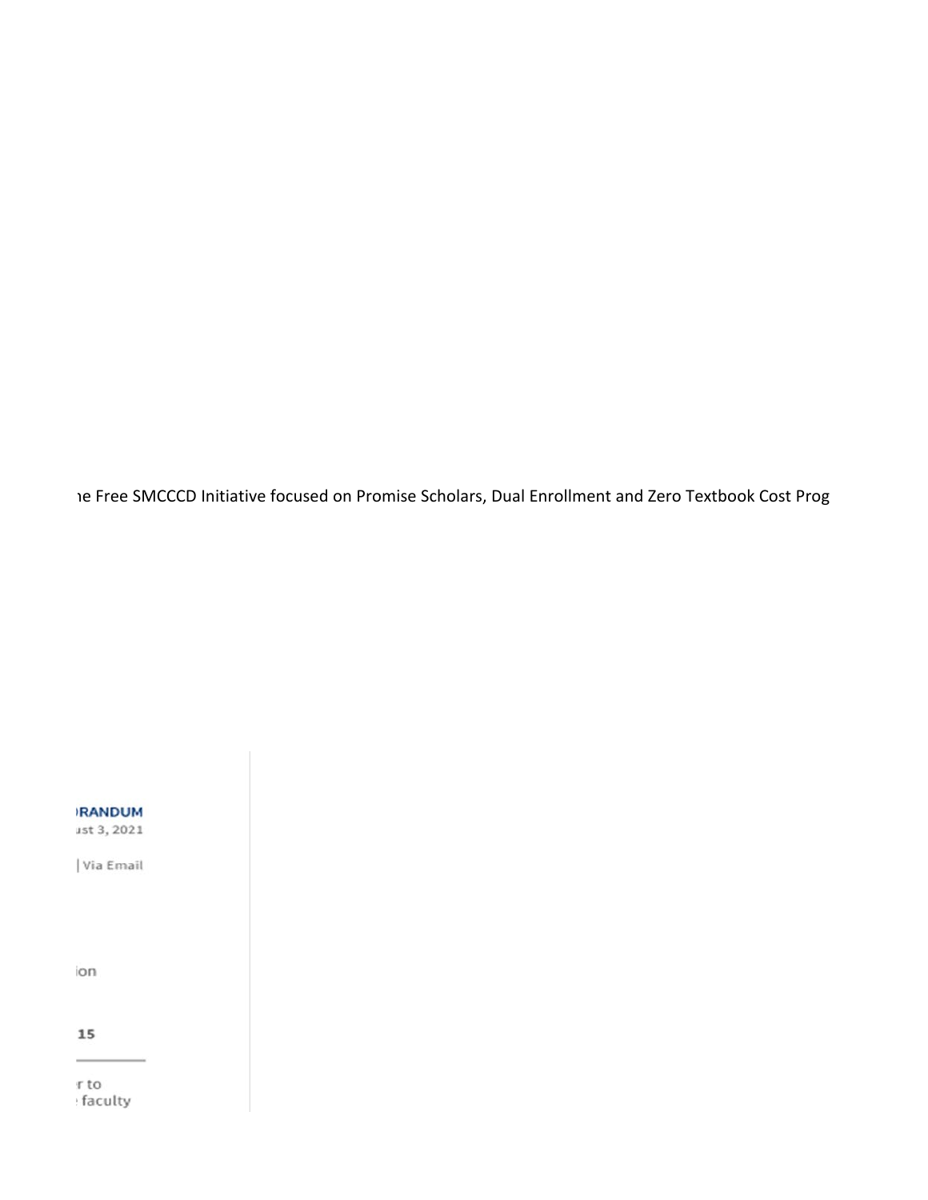ne Free SMCCCD Initiative focused on Promise Scholars, Dual Enrollment and Zero Textbook Cost Prog

RANDUM
ust 3, 2021

| Via Email

ion

15

r to
faculty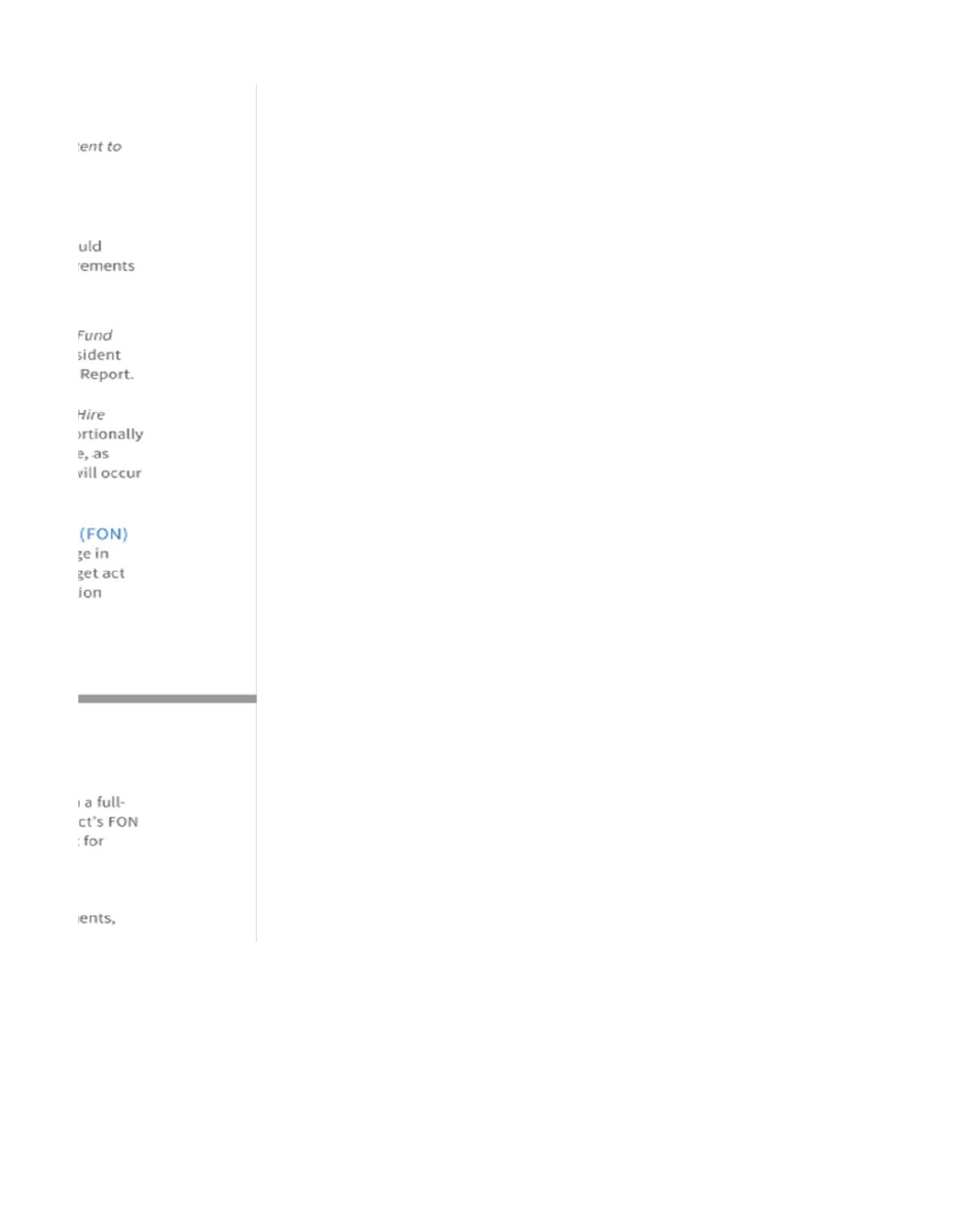*ent to*

uld
ements

*Fund*
sident
Report.

*Hire*
rtionally
e, as
will occur

(FON)
ge in
get act
ion

---

a full-
ct's FON
for

ents,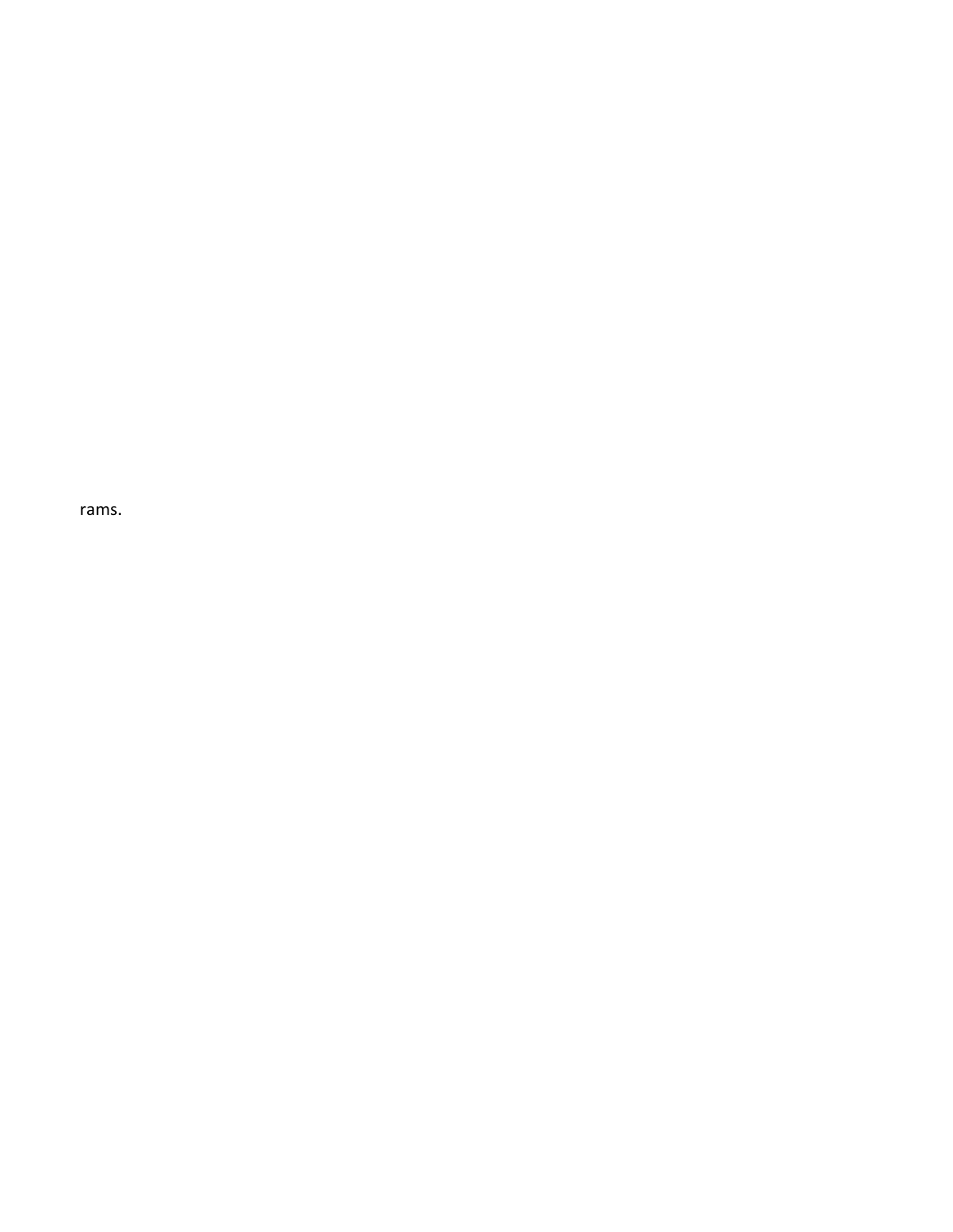rams.